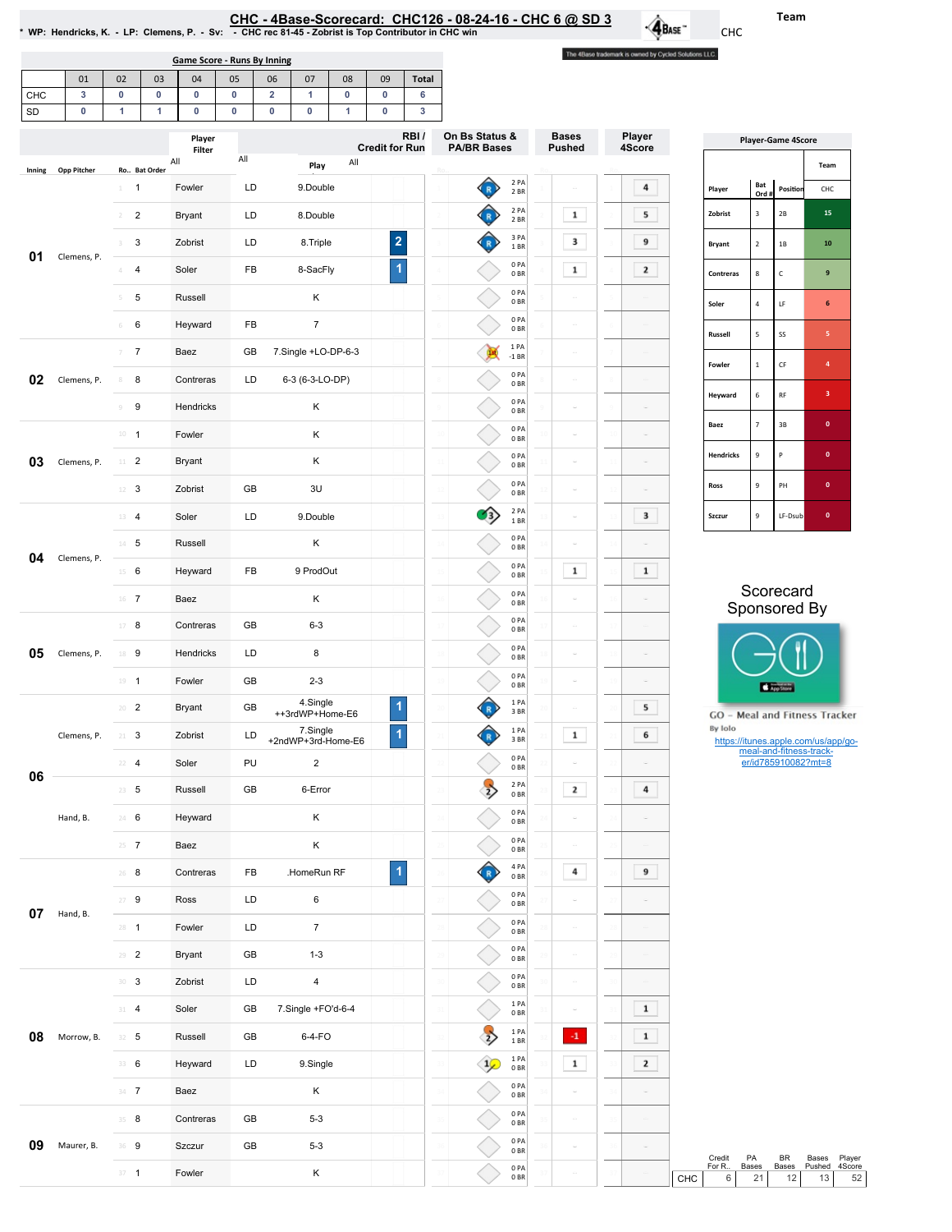# CHC - 4Base-Scorecard: CHC126 - 08-24-16 - CHC 6 @ SD 3

* WP: Hendricks, K. - LP: Clemens, P. - Sv: - CHC rec 81-45 - Zobrist is Top Contributor in CHC win

Team: CHC

The 4Base trademark is owned by Cycled Solutions LLC.

## Game Score - Runs By Inning

| | 01 | 02 | 03 | 04 | 05 | 06 | 07 | 08 | 09 | Total |
|---|---|---|---|---|---|---|---|---|---|---|
| CHC | 3 | 0 | 0 | 0 | 0 | 2 | 1 | 0 | 0 | 6 |
| SD | 0 | 1 | 1 | 0 | 0 | 0 | 0 | 1 | 0 | 3 |

| Inning | Opp Pitcher | Ro.. | Bat Order | Player | | Play | RBI / Credit for Run | On Bs Status & PA/BR Bases | Bases Pushed | Player 4Score |
|---|---|---|---|---|---|---|---|---|---|---|
| 01 | Clemens, P. | 1 | 1 | Fowler | LD | 9.Double | | 2 PA 2 BR | | 4 |
| | | 2 | 2 | Bryant | LD | 8.Double | | 2 PA 2 BR | 1 | 5 |
| | | 3 | 3 | Zobrist | LD | 8.Triple | 2 | 3 PA 1 BR | 3 | 9 |
| | | 4 | 4 | Soler | FB | 8-SacFly | 1 | 0 PA 0 BR | 1 | 2 |
| | | 5 | 5 | Russell | | K | | 0 PA 0 BR | | |
| | | 6 | 6 | Heyward | FB | 7 | | 0 PA 0 BR | | |
| 02 | Clemens, P. | 7 | 7 | Baez | GB | 7.Single +LO-DP-6-3 | | 1 PA -1 BR | | |
| | | 8 | 8 | Contreras | LD | 6-3 (6-3-LO-DP) | | 0 PA 0 BR | | |
| | | 9 | 9 | Hendricks | | K | | 0 PA 0 BR | | |
| 03 | Clemens, P. | 10 | 1 | Fowler | | K | | 0 PA 0 BR | | |
| | | 11 | 2 | Bryant | | K | | 0 PA 0 BR | | |
| | | 12 | 3 | Zobrist | GB | 3U | | 0 PA 0 BR | | |
| 04 | Clemens, P. | 13 | 4 | Soler | LD | 9.Double | | 2 PA 1 BR | | 3 |
| | | 14 | 5 | Russell | | K | | 0 PA 0 BR | | |
| | | 15 | 6 | Heyward | FB | 9 ProdOut | | 0 PA 0 BR | 1 | 1 |
| | | 16 | 7 | Baez | | K | | 0 PA 0 BR | | |
| 05 | Clemens, P. | 17 | 8 | Contreras | GB | 6-3 | | 0 PA 0 BR | | |
| | | 18 | 9 | Hendricks | LD | 8 | | 0 PA 0 BR | | |
| | | 19 | 1 | Fowler | GB | 2-3 | | 0 PA 0 BR | | |
| 06 | Clemens, P. | 20 | 2 | Bryant | GB | 4.Single ++3rdWP+Home-E6 | 1 | 1 PA 3 BR | | 5 |
| | | 21 | 3 | Zobrist | LD | 7.Single +2ndWP+3rd-Home-E6 | 1 | 1 PA 3 BR | 1 | 6 |
| | | 22 | 4 | Soler | PU | 2 | | 0 PA 0 BR | | |
| | | 23 | 5 | Russell | GB | 6-Error | | 2 PA 0 BR | 2 | 4 |
| | Hand, B. | 24 | 6 | Heyward | | K | | 0 PA 0 BR | | |
| | | 25 | 7 | Baez | | K | | 0 PA 0 BR | | |
| 07 | Hand, B. | 26 | 8 | Contreras | FB | .HomeRun RF | 1 | 4 PA 0 BR | 4 | 9 |
| | | 27 | 9 | Ross | LD | 6 | | 0 PA 0 BR | | |
| | | 28 | 1 | Fowler | LD | 7 | | 0 PA 0 BR | | |
| | | 29 | 2 | Bryant | GB | 1-3 | | 0 PA 0 BR | | |
| 08 | Morrow, B. | 30 | 3 | Zobrist | LD | 4 | | 0 PA 0 BR | | |
| | | 31 | 4 | Soler | GB | 7.Single +FO'd-6-4 | | 1 PA 0 BR | | 1 |
| | | 32 | 5 | Russell | GB | 6-4-FO | | 1 PA 1 BR | -1 | 1 |
| | | 33 | 6 | Heyward | LD | 9.Single | | 1 PA 0 BR | 1 | 2 |
| | | 34 | 7 | Baez | | K | | 0 PA 0 BR | | |
| 09 | Maurer, B. | 35 | 8 | Contreras | GB | 5-3 | | 0 PA 0 BR | | |
| | | 36 | 9 | Szczur | GB | 5-3 | | 0 PA 0 BR | | |
| | | 37 | 1 | Fowler | | K | | 0 PA 0 BR | | |

## Player-Game 4Score

| Player | Bat Ord # | Position | CHC |
|---|---|---|---|
| Zobrist | 3 | 2B | 15 |
| Bryant | 2 | 1B | 10 |
| Contreras | 8 | C | 9 |
| Soler | 4 | LF | 6 |
| Russell | 5 | SS | 5 |
| Fowler | 1 | CF | 4 |
| Heyward | 6 | RF | 3 |
| Baez | 7 | 3B | 0 |
| Hendricks | 9 | P | 0 |
| Ross | 9 | PH | 0 |
| Szczur | 9 | LF-Dsub | 0 |

Scorecard Sponsored By

GO - Meal and Fitness Tracker
By Iolo
https://itunes.apple.com/us/app/go-meal-and-fitness-track-er/id785910082?mt=8

| | Credit For Run | PA Bases | BR Bases | Bases Pushed | Player 4Score |
|---|---|---|---|---|---|
| CHC | 6 | 21 | 12 | 13 | 52 |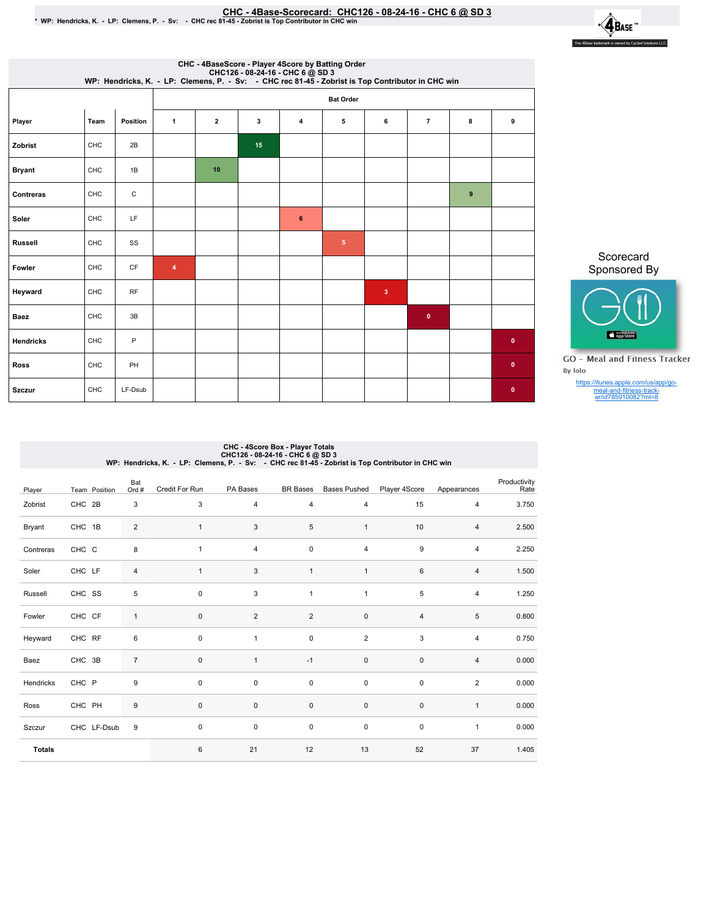# CHC - 4Base-Scorecard: CHC126 - 08-24-16 - CHC 6 @ SD 3

* WP: Hendricks, K. - LP: Clemens, P. - Sv: - CHC rec 81-45 - Zobrist is Top Contributor in CHC win

The 4Base trademark is owned by Cycled Solutions LLC.

## CHC - 4BaseScore - Player 4Score by Batting Order

CHC126 - 08-24-16 - CHC 6 @ SD 3
WP: Hendricks, K. - LP: Clemens, P. - Sv: - CHC rec 81-45 - Zobrist is Top Contributor in CHC win

| Player | Team | Position | 1 | 2 | 3 | 4 | 5 | 6 | 7 | 8 | 9 |
|---|---|---|---|---|---|---|---|---|---|---|---|
| | | | Bat Order | | | | | | | | |
| Zobrist | CHC | 2B | | | 15 | | | | | | |
| Bryant | CHC | 1B | | 10 | | | | | | | |
| Contreras | CHC | C | | | | | | | | 9 | |
| Soler | CHC | LF | | | | 6 | | | | | |
| Russell | CHC | SS | | | | | 5 | | | | |
| Fowler | CHC | CF | 4 | | | | | | | | |
| Heyward | CHC | RF | | | | | | 3 | | | |
| Baez | CHC | 3B | | | | | | | 0 | | |
| Hendricks | CHC | P | | | | | | | | | 0 |
| Ross | CHC | PH | | | | | | | | | 0 |
| Szczur | CHC | LF-Dsub | | | | | | | | | 0 |

Scorecard Sponsored By

GO - Meal and Fitness Tracker
By Iolo

https://itunes.apple.com/us/app/go-meal-and-fitness-track-er/id785910082?mt=8

## CHC - 4Score Box - Player Totals

CHC126 - 08-24-16 - CHC 6 @ SD 3
WP: Hendricks, K. - LP: Clemens, P. - Sv: - CHC rec 81-45 - Zobrist is Top Contributor in CHC win

| Player | Team | Position | Bat Ord # | Credit For Run | PA Bases | BR Bases | Bases Pushed | Player 4Score | Appearances | Productivity Rate |
|---|---|---|---|---|---|---|---|---|---|---|
| Zobrist | CHC | 2B | 3 | 3 | 4 | 4 | 4 | 15 | 4 | 3.750 |
| Bryant | CHC | 1B | 2 | 1 | 3 | 5 | 1 | 10 | 4 | 2.500 |
| Contreras | CHC | C | 8 | 1 | 4 | 0 | 4 | 9 | 4 | 2.250 |
| Soler | CHC | LF | 4 | 1 | 3 | 1 | 1 | 6 | 4 | 1.500 |
| Russell | CHC | SS | 5 | 0 | 3 | 1 | 1 | 5 | 4 | 1.250 |
| Fowler | CHC | CF | 1 | 0 | 2 | 2 | 0 | 4 | 5 | 0.800 |
| Heyward | CHC | RF | 6 | 0 | 1 | 0 | 2 | 3 | 4 | 0.750 |
| Baez | CHC | 3B | 7 | 0 | 1 | -1 | 0 | 0 | 4 | 0.000 |
| Hendricks | CHC | P | 9 | 0 | 0 | 0 | 0 | 0 | 2 | 0.000 |
| Ross | CHC | PH | 9 | 0 | 0 | 0 | 0 | 0 | 1 | 0.000 |
| Szczur | CHC | LF-Dsub | 9 | 0 | 0 | 0 | 0 | 0 | 1 | 0.000 |
| **Totals** | | | | 6 | 21 | 12 | 13 | 52 | 37 | 1.405 |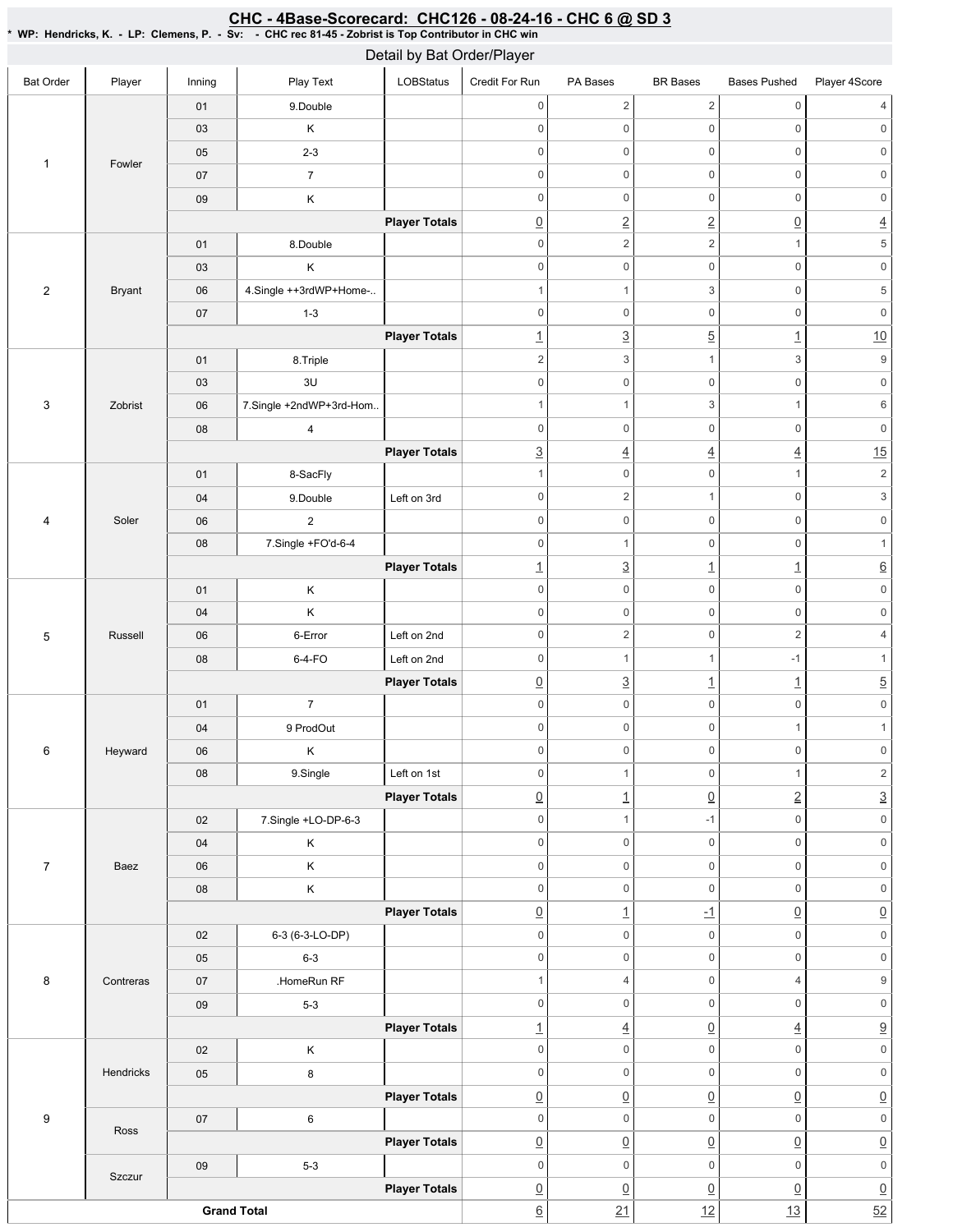## CHC - 4Base-Scorecard: CHC126 - 08-24-16 - CHC 6 @ SD 3

\* WP: Hendricks, K. - LP: Clemens, P. - Sv: - CHC rec 81-45 - Zobrist is Top Contributor in CHC win

### Detail by Bat Order/Player

| Bat Order | Player | Inning | Play Text | LOBStatus | Credit For Run | PA Bases | BR Bases | Bases Pushed | Player 4Score |
|---|---|---|---|---|---|---|---|---|---|
| 1 | Fowler | 01 | 9.Double | | 0 | 2 | 2 | 0 | 4 |
| | | 03 | K | | 0 | 0 | 0 | 0 | 0 |
| | | 05 | 2-3 | | 0 | 0 | 0 | 0 | 0 |
| | | 07 | 7 | | 0 | 0 | 0 | 0 | 0 |
| | | 09 | K | | 0 | 0 | 0 | 0 | 0 |
| | | | | **Player Totals** | 0 | 2 | 2 | 0 | 4 |
| 2 | Bryant | 01 | 8.Double | | 0 | 2 | 2 | 1 | 5 |
| | | 03 | K | | 0 | 0 | 0 | 0 | 0 |
| | | 06 | 4.Single ++3rdWP+Home-.. | | 1 | 1 | 3 | 0 | 5 |
| | | 07 | 1-3 | | 0 | 0 | 0 | 0 | 0 |
| | | | | **Player Totals** | 1 | 3 | 5 | 1 | 10 |
| 3 | Zobrist | 01 | 8.Triple | | 2 | 3 | 1 | 3 | 9 |
| | | 03 | 3U | | 0 | 0 | 0 | 0 | 0 |
| | | 06 | 7.Single +2ndWP+3rd-Hom.. | | 1 | 1 | 3 | 1 | 6 |
| | | 08 | 4 | | 0 | 0 | 0 | 0 | 0 |
| | | | | **Player Totals** | 3 | 4 | 4 | 4 | 15 |
| 4 | Soler | 01 | 8-SacFly | | 1 | 0 | 0 | 1 | 2 |
| | | 04 | 9.Double | Left on 3rd | 0 | 2 | 1 | 0 | 3 |
| | | 06 | 2 | | 0 | 0 | 0 | 0 | 0 |
| | | 08 | 7.Single +FO'd-6-4 | | 0 | 1 | 0 | 0 | 1 |
| | | | | **Player Totals** | 1 | 3 | 1 | 1 | 6 |
| 5 | Russell | 01 | K | | 0 | 0 | 0 | 0 | 0 |
| | | 04 | K | | 0 | 0 | 0 | 0 | 0 |
| | | 06 | 6-Error | Left on 2nd | 0 | 2 | 0 | 2 | 4 |
| | | 08 | 6-4-FO | Left on 2nd | 0 | 1 | 1 | -1 | 1 |
| | | | | **Player Totals** | 0 | 3 | 1 | 1 | 5 |
| 6 | Heyward | 01 | 7 | | 0 | 0 | 0 | 0 | 0 |
| | | 04 | 9 ProdOut | | 0 | 0 | 0 | 1 | 1 |
| | | 06 | K | | 0 | 0 | 0 | 0 | 0 |
| | | 08 | 9.Single | Left on 1st | 0 | 1 | 0 | 1 | 2 |
| | | | | **Player Totals** | 0 | 1 | 0 | 2 | 3 |
| 7 | Baez | 02 | 7.Single +LO-DP-6-3 | | 0 | 1 | -1 | 0 | 0 |
| | | 04 | K | | 0 | 0 | 0 | 0 | 0 |
| | | 06 | K | | 0 | 0 | 0 | 0 | 0 |
| | | 08 | K | | 0 | 0 | 0 | 0 | 0 |
| | | | | **Player Totals** | 0 | 1 | -1 | 0 | 0 |
| 8 | Contreras | 02 | 6-3 (6-3-LO-DP) | | 0 | 0 | 0 | 0 | 0 |
| | | 05 | 6-3 | | 0 | 0 | 0 | 0 | 0 |
| | | 07 | .HomeRun RF | | 1 | 4 | 0 | 4 | 9 |
| | | 09 | 5-3 | | 0 | 0 | 0 | 0 | 0 |
| | | | | **Player Totals** | 1 | 4 | 0 | 4 | 9 |
| 9 | Hendricks | 02 | K | | 0 | 0 | 0 | 0 | 0 |
| | | 05 | 8 | | 0 | 0 | 0 | 0 | 0 |
| | | | | **Player Totals** | 0 | 0 | 0 | 0 | 0 |
| | Ross | 07 | 6 | | 0 | 0 | 0 | 0 | 0 |
| | | | | **Player Totals** | 0 | 0 | 0 | 0 | 0 |
| | Szczur | 09 | 5-3 | | 0 | 0 | 0 | 0 | 0 |
| | | | | **Player Totals** | 0 | 0 | 0 | 0 | 0 |
| **Grand Total** | | | | | 6 | 21 | 12 | 13 | 52 |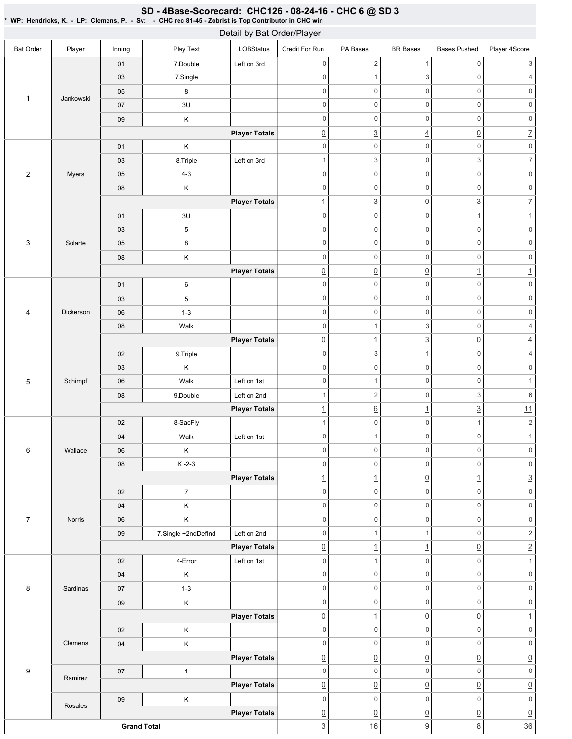## SD - 4Base-Scorecard: CHC126 - 08-24-16 - CHC 6 @ SD 3

* WP: Hendricks, K. - LP: Clemens, P. - Sv: - CHC rec 81-45 - Zobrist is Top Contributor in CHC win

### Detail by Bat Order/Player

| Bat Order | Player | Inning | Play Text | LOBStatus | Credit For Run | PA Bases | BR Bases | Bases Pushed | Player 4Score |
|---|---|---|---|---|---|---|---|---|---|
| 1 | Jankowski | 01 | 7.Double | Left on 3rd | 0 | 2 | 1 | 0 | 3 |
| | | 03 | 7.Single | | 0 | 1 | 3 | 0 | 4 |
| | | 05 | 8 | | 0 | 0 | 0 | 0 | 0 |
| | | 07 | 3U | | 0 | 0 | 0 | 0 | 0 |
| | | 09 | K | | 0 | 0 | 0 | 0 | 0 |
| | | | | **Player Totals** | 0 | 3 | 4 | 0 | 7 |
| 2 | Myers | 01 | K | | 0 | 0 | 0 | 0 | 0 |
| | | 03 | 8.Triple | Left on 3rd | 1 | 3 | 0 | 3 | 7 |
| | | 05 | 4-3 | | 0 | 0 | 0 | 0 | 0 |
| | | 08 | K | | 0 | 0 | 0 | 0 | 0 |
| | | | | **Player Totals** | 1 | 3 | 0 | 3 | 7 |
| 3 | Solarte | 01 | 3U | | 0 | 0 | 0 | 1 | 1 |
| | | 03 | 5 | | 0 | 0 | 0 | 0 | 0 |
| | | 05 | 8 | | 0 | 0 | 0 | 0 | 0 |
| | | 08 | K | | 0 | 0 | 0 | 0 | 0 |
| | | | | **Player Totals** | 0 | 0 | 0 | 1 | 1 |
| 4 | Dickerson | 01 | 6 | | 0 | 0 | 0 | 0 | 0 |
| | | 03 | 5 | | 0 | 0 | 0 | 0 | 0 |
| | | 06 | 1-3 | | 0 | 0 | 0 | 0 | 0 |
| | | 08 | Walk | | 0 | 1 | 3 | 0 | 4 |
| | | | | **Player Totals** | 0 | 1 | 3 | 0 | 4 |
| 5 | Schimpf | 02 | 9.Triple | | 0 | 3 | 1 | 0 | 4 |
| | | 03 | K | | 0 | 0 | 0 | 0 | 0 |
| | | 06 | Walk | Left on 1st | 0 | 1 | 0 | 0 | 1 |
| | | 08 | 9.Double | Left on 2nd | 1 | 2 | 0 | 3 | 6 |
| | | | | **Player Totals** | 1 | 6 | 1 | 3 | 11 |
| 6 | Wallace | 02 | 8-SacFly | | 1 | 0 | 0 | 1 | 2 |
| | | 04 | Walk | Left on 1st | 0 | 1 | 0 | 0 | 1 |
| | | 06 | K | | 0 | 0 | 0 | 0 | 0 |
| | | 08 | K -2-3 | | 0 | 0 | 0 | 0 | 0 |
| | | | | **Player Totals** | 1 | 1 | 0 | 1 | 3 |
| 7 | Norris | 02 | 7 | | 0 | 0 | 0 | 0 | 0 |
| | | 04 | K | | 0 | 0 | 0 | 0 | 0 |
| | | 06 | K | | 0 | 0 | 0 | 0 | 0 |
| | | 09 | 7.Single +2ndDefInd | Left on 2nd | 0 | 1 | 1 | 0 | 2 |
| | | | | **Player Totals** | 0 | 1 | 1 | 0 | 2 |
| 8 | Sardinas | 02 | 4-Error | Left on 1st | 0 | 1 | 0 | 0 | 1 |
| | | 04 | K | | 0 | 0 | 0 | 0 | 0 |
| | | 07 | 1-3 | | 0 | 0 | 0 | 0 | 0 |
| | | 09 | K | | 0 | 0 | 0 | 0 | 0 |
| | | | | **Player Totals** | 0 | 1 | 0 | 0 | 1 |
| 9 | Clemens | 02 | K | | 0 | 0 | 0 | 0 | 0 |
| | | 04 | K | | 0 | 0 | 0 | 0 | 0 |
| | | | | **Player Totals** | 0 | 0 | 0 | 0 | 0 |
| | Ramirez | 07 | 1 | | 0 | 0 | 0 | 0 | 0 |
| | | | | **Player Totals** | 0 | 0 | 0 | 0 | 0 |
| | Rosales | 09 | K | | 0 | 0 | 0 | 0 | 0 |
| | | | | **Player Totals** | 0 | 0 | 0 | 0 | 0 |
| **Grand Total** | | | | | 3 | 16 | 9 | 8 | 36 |